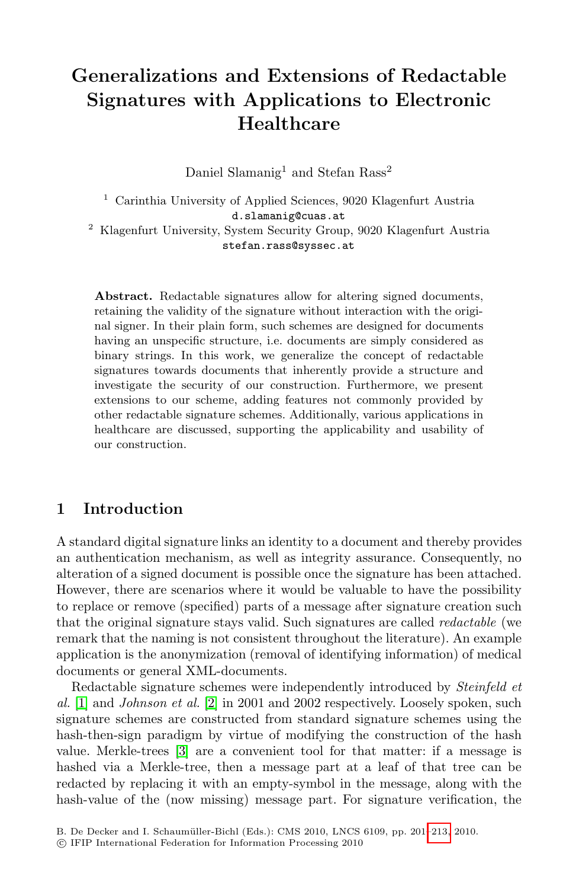# Generalizations and Extensions of Redactable Signatures with Applications to Electronic Healthcare

Daniel Slamanig[1] and Stefan Rass[2]

[1] Carinthia University of Applied Sciences, 9020 Klagenfurt Austria
d.slamanig@cuas.at

[2] Klagenfurt University, System Security Group, 9020 Klagenfurt Austria
stefan.rass@syssec.at

**Abstract.** Redactable signatures allow for altering signed documents, retaining the validity of the signature without interaction with the original signer. In their plain form, such schemes are designed for documents having an unspecific structure, i.e. documents are simply considered as binary strings. In this work, we generalize the concept of redactable signatures towards documents that inherently provide a structure and investigate the security of our construction. Furthermore, we present extensions to our scheme, adding features not commonly provided by other redactable signature schemes. Additionally, various applications in healthcare are discussed, supporting the applicability and usability of our construction.

## 1 Introduction

A standard digital signature links an identity to a document and thereby provides an authentication mechanism, as well as integrity assurance. Consequently, no alteration of a signed document is possible once the signature has been attached. However, there are scenarios where it would be valuable to have the possibility to replace or remove (specified) parts of a message after signature creation such that the original signature stays valid. Such signatures are called *redactable* (we remark that the naming is not consistent throughout the literature). An example application is the anonymization (removal of identifying information) of medical documents or general XML-documents.

Redactable signature schemes were independently introduced by *Steinfeld et al.* [1] and *Johnson et al.* [2] in 2001 and 2002 respectively. Loosely spoken, such signature schemes are constructed from standard signature schemes using the hash-then-sign paradigm by virtue of modifying the construction of the hash value. Merkle-trees [3] are a convenient tool for that matter: if a message is hashed via a Merkle-tree, then a message part at a leaf of that tree can be redacted by replacing it with an empty-symbol in the message, along with the hash-value of the (now missing) message part. For signature verification, the

B. De Decker and I. Schaumüller-Bichl (Eds.): CMS 2010, LNCS 6109, pp. 201–213, 2010.
© IFIP International Federation for Information Processing 2010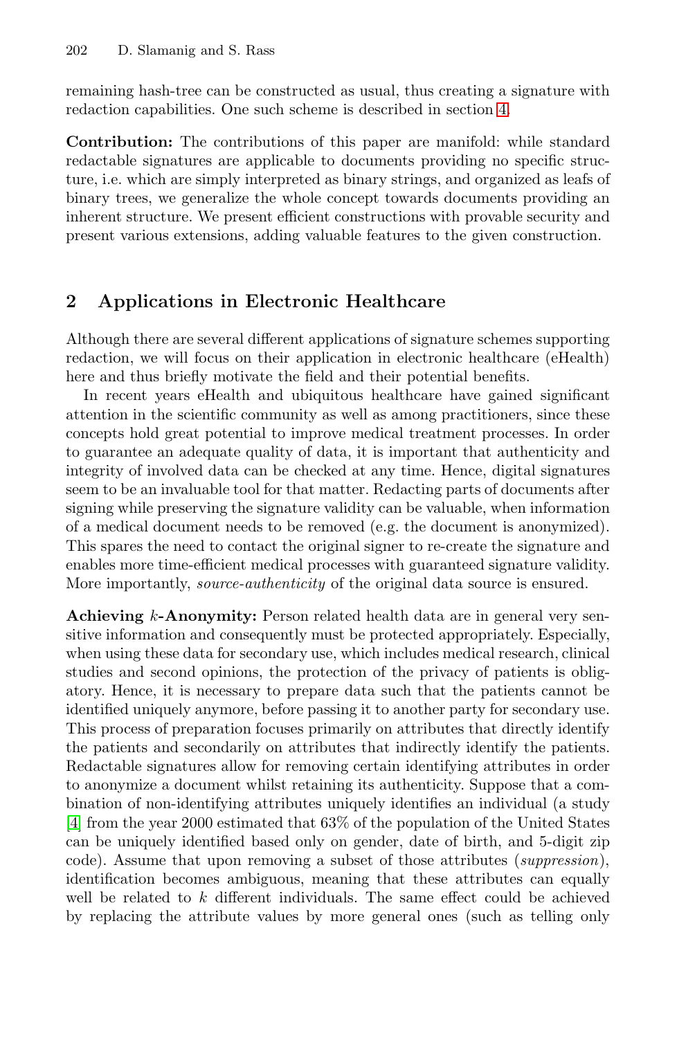remaining hash-tree can be constructed as usual, thus creating a signature with redaction capabilities. One such scheme is described in section 4.

**Contribution:** The contributions of this paper are manifold: while standard redactable signatures are applicable to documents providing no specific structure, i.e. which are simply interpreted as binary strings, and organized as leafs of binary trees, we generalize the whole concept towards documents providing an inherent structure. We present efficient constructions with provable security and present various extensions, adding valuable features to the given construction.

## 2 Applications in Electronic Healthcare

Although there are several different applications of signature schemes supporting redaction, we will focus on their application in electronic healthcare (eHealth) here and thus briefly motivate the field and their potential benefits.

In recent years eHealth and ubiquitous healthcare have gained significant attention in the scientific community as well as among practitioners, since these concepts hold great potential to improve medical treatment processes. In order to guarantee an adequate quality of data, it is important that authenticity and integrity of involved data can be checked at any time. Hence, digital signatures seem to be an invaluable tool for that matter. Redacting parts of documents after signing while preserving the signature validity can be valuable, when information of a medical document needs to be removed (e.g. the document is anonymized). This spares the need to contact the original signer to re-create the signature and enables more time-efficient medical processes with guaranteed signature validity. More importantly, *source-authenticity* of the original data source is ensured.

**Achieving $k$-Anonymity:** Person related health data are in general very sensitive information and consequently must be protected appropriately. Especially, when using these data for secondary use, which includes medical research, clinical studies and second opinions, the protection of the privacy of patients is obligatory. Hence, it is necessary to prepare data such that the patients cannot be identified uniquely anymore, before passing it to another party for secondary use. This process of preparation focuses primarily on attributes that directly identify the patients and secondarily on attributes that indirectly identify the patients. Redactable signatures allow for removing certain identifying attributes in order to anonymize a document whilst retaining its authenticity. Suppose that a combination of non-identifying attributes uniquely identifies an individual (a study [4] from the year 2000 estimated that 63% of the population of the United States can be uniquely identified based only on gender, date of birth, and 5-digit zip code). Assume that upon removing a subset of those attributes (*suppression*), identification becomes ambiguous, meaning that these attributes can equally well be related to $k$ different individuals. The same effect could be achieved by replacing the attribute values by more general ones (such as telling only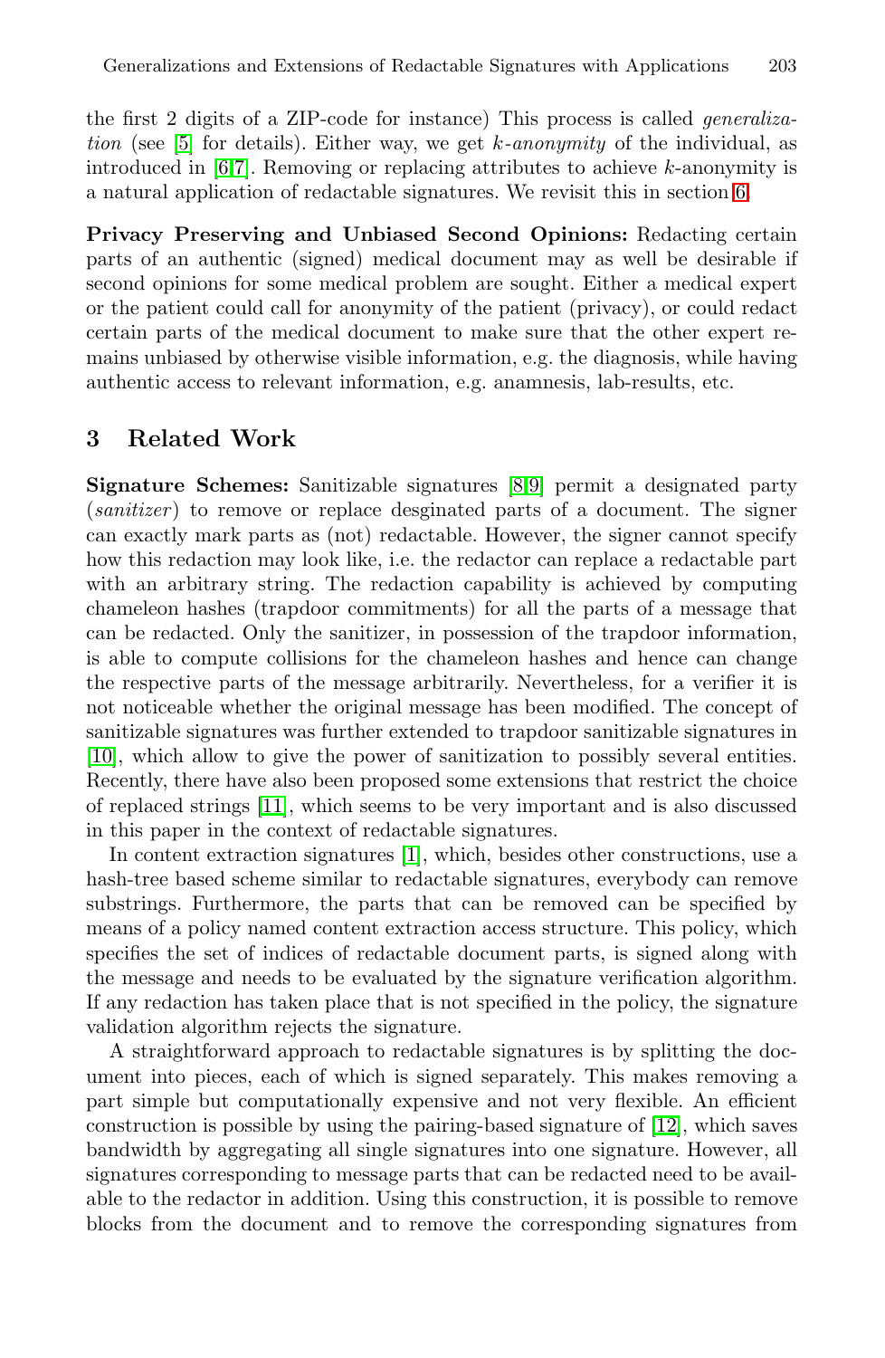the first 2 digits of a ZIP-code for instance) This process is called *generalization* (see [5] for details). Either way, we get *k-anonymity* of the individual, as introduced in [6,7]. Removing or replacing attributes to achieve $k$-anonymity is a natural application of redactable signatures. We revisit this in section 6.

**Privacy Preserving and Unbiased Second Opinions:** Redacting certain parts of an authentic (signed) medical document may as well be desirable if second opinions for some medical problem are sought. Either a medical expert or the patient could call for anonymity of the patient (privacy), or could redact certain parts of the medical document to make sure that the other expert remains unbiased by otherwise visible information, e.g. the diagnosis, while having authentic access to relevant information, e.g. anamnesis, lab-results, etc.

## 3 Related Work

**Signature Schemes:** Sanitizable signatures [8,9] permit a designated party (*sanitizer*) to remove or replace desginated parts of a document. The signer can exactly mark parts as (not) redactable. However, the signer cannot specify how this redaction may look like, i.e. the redactor can replace a redactable part with an arbitrary string. The redaction capability is achieved by computing chameleon hashes (trapdoor commitments) for all the parts of a message that can be redacted. Only the sanitizer, in possession of the trapdoor information, is able to compute collisions for the chameleon hashes and hence can change the respective parts of the message arbitrarily. Nevertheless, for a verifier it is not noticeable whether the original message has been modified. The concept of sanitizable signatures was further extended to trapdoor sanitizable signatures in [10], which allow to give the power of sanitization to possibly several entities. Recently, there have also been proposed some extensions that restrict the choice of replaced strings [11], which seems to be very important and is also discussed in this paper in the context of redactable signatures.

In content extraction signatures [1], which, besides other constructions, use a hash-tree based scheme similar to redactable signatures, everybody can remove substrings. Furthermore, the parts that can be removed can be specified by means of a policy named content extraction access structure. This policy, which specifies the set of indices of redactable document parts, is signed along with the message and needs to be evaluated by the signature verification algorithm. If any redaction has taken place that is not specified in the policy, the signature validation algorithm rejects the signature.

A straightforward approach to redactable signatures is by splitting the document into pieces, each of which is signed separately. This makes removing a part simple but computationally expensive and not very flexible. An efficient construction is possible by using the pairing-based signature of [12], which saves bandwidth by aggregating all single signatures into one signature. However, all signatures corresponding to message parts that can be redacted need to be available to the redactor in addition. Using this construction, it is possible to remove blocks from the document and to remove the corresponding signatures from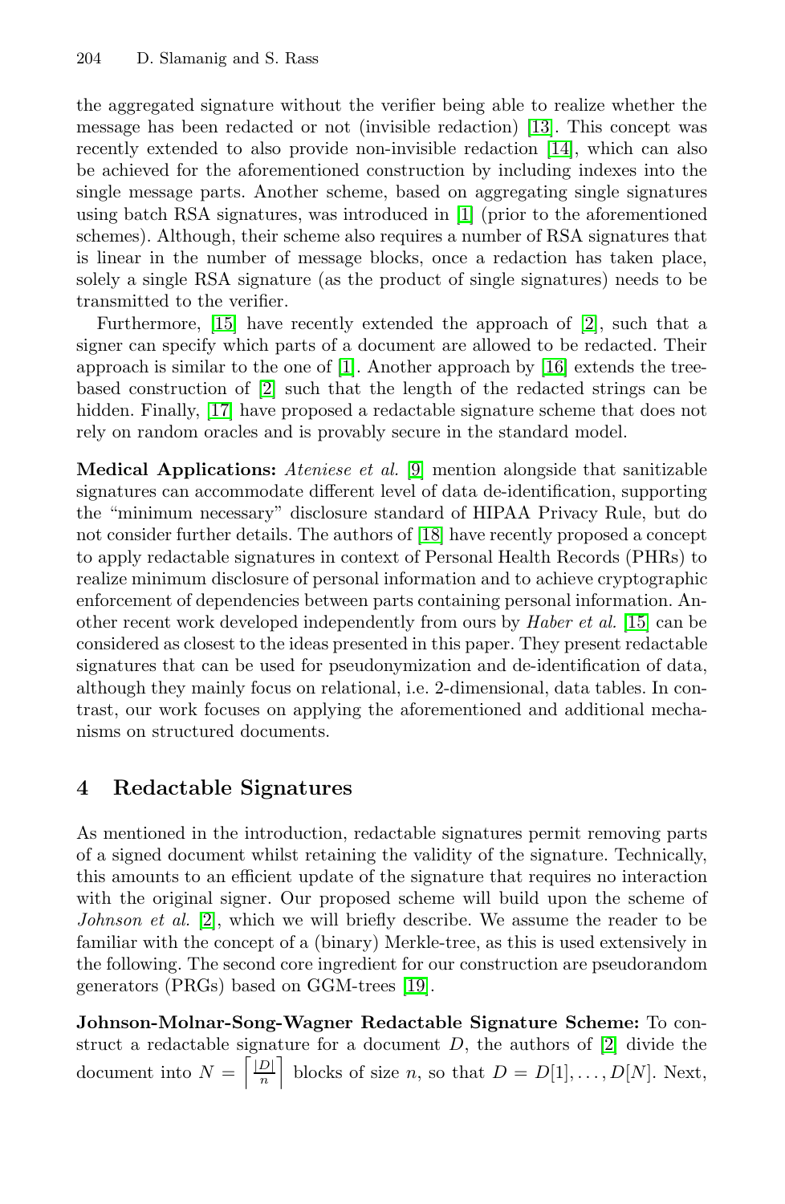the aggregated signature without the verifier being able to realize whether the message has been redacted or not (invisible redaction) [13]. This concept was recently extended to also provide non-invisible redaction [14], which can also be achieved for the aforementioned construction by including indexes into the single message parts. Another scheme, based on aggregating single signatures using batch RSA signatures, was introduced in [1] (prior to the aforementioned schemes). Although, their scheme also requires a number of RSA signatures that is linear in the number of message blocks, once a redaction has taken place, solely a single RSA signature (as the product of single signatures) needs to be transmitted to the verifier.

Furthermore, [15] have recently extended the approach of [2], such that a signer can specify which parts of a document are allowed to be redacted. Their approach is similar to the one of [1]. Another approach by [16] extends the tree-based construction of [2] such that the length of the redacted strings can be hidden. Finally, [17] have proposed a redactable signature scheme that does not rely on random oracles and is provably secure in the standard model.

**Medical Applications:** *Ateniese et al.* [9] mention alongside that sanitizable signatures can accommodate different level of data de-identification, supporting the "minimum necessary" disclosure standard of HIPAA Privacy Rule, but do not consider further details. The authors of [18] have recently proposed a concept to apply redactable signatures in context of Personal Health Records (PHRs) to realize minimum disclosure of personal information and to achieve cryptographic enforcement of dependencies between parts containing personal information. Another recent work developed independently from ours by *Haber et al.* [15] can be considered as closest to the ideas presented in this paper. They present redactable signatures that can be used for pseudonymization and de-identification of data, although they mainly focus on relational, i.e. 2-dimensional, data tables. In contrast, our work focuses on applying the aforementioned and additional mechanisms on structured documents.

## 4 Redactable Signatures

As mentioned in the introduction, redactable signatures permit removing parts of a signed document whilst retaining the validity of the signature. Technically, this amounts to an efficient update of the signature that requires no interaction with the original signer. Our proposed scheme will build upon the scheme of *Johnson et al.* [2], which we will briefly describe. We assume the reader to be familiar with the concept of a (binary) Merkle-tree, as this is used extensively in the following. The second core ingredient for our construction are pseudorandom generators (PRGs) based on GGM-trees [19].

**Johnson-Molnar-Song-Wagner Redactable Signature Scheme:** To construct a redactable signature for a document $D$, the authors of [2] divide the document into $N = \left\lceil \frac{|D|}{n} \right\rceil$ blocks of size $n$, so that $D = D[1], \ldots, D[N]$. Next,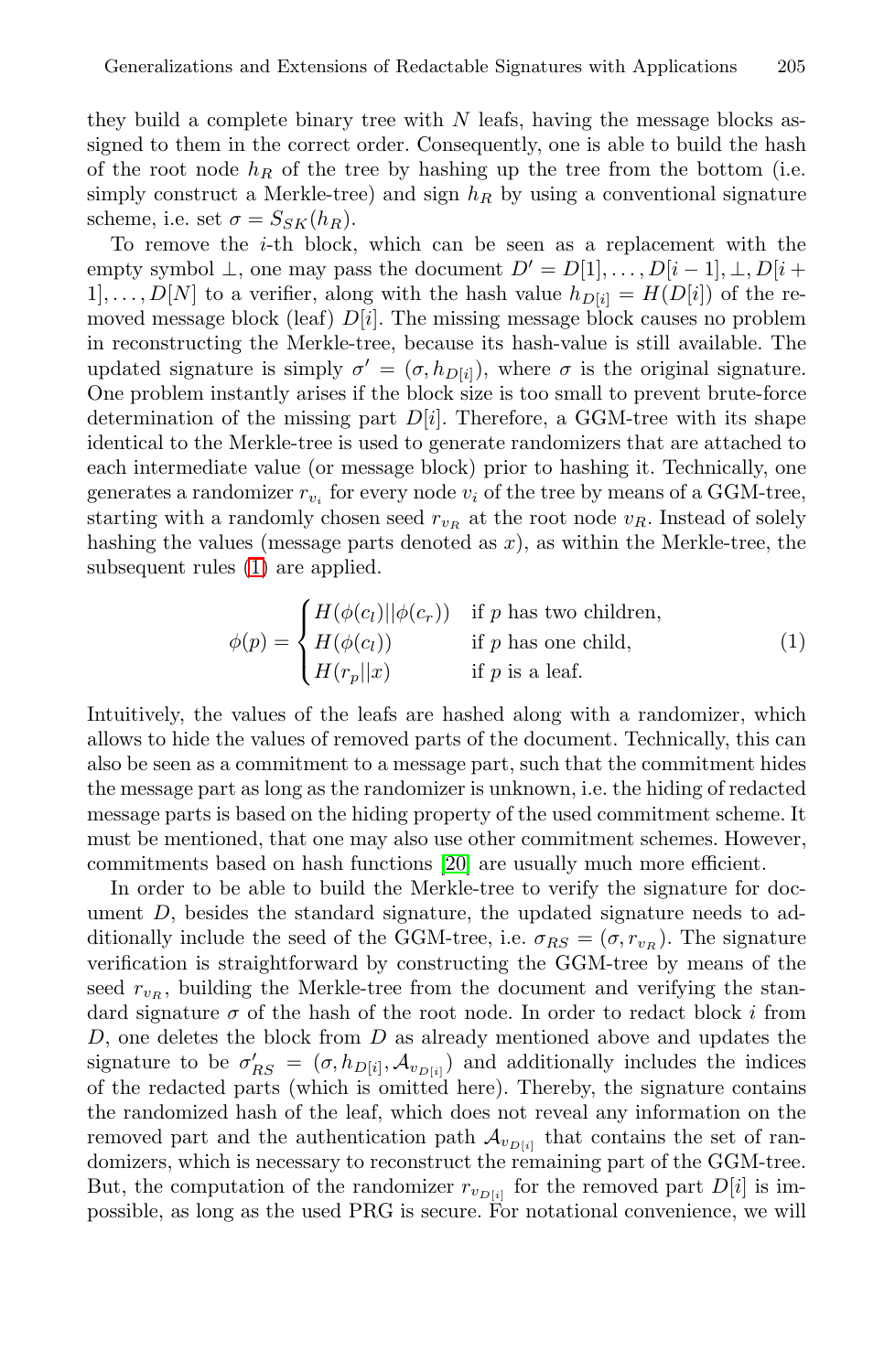they build a complete binary tree with $N$ leafs, having the message blocks assigned to them in the correct order. Consequently, one is able to build the hash of the root node $h_R$ of the tree by hashing up the tree from the bottom (i.e. simply construct a Merkle-tree) and sign $h_R$ by using a conventional signature scheme, i.e. set $\sigma = S_{SK}(h_R)$.

To remove the $i$-th block, which can be seen as a replacement with the empty symbol $\perp$, one may pass the document $D' = D[1], \ldots, D[i-1], \perp, D[i+1], \ldots, D[N]$ to a verifier, along with the hash value $h_{D[i]} = H(D[i])$ of the removed message block (leaf) $D[i]$. The missing message block causes no problem in reconstructing the Merkle-tree, because its hash-value is still available. The updated signature is simply $\sigma' = (\sigma, h_{D[i]})$, where $\sigma$ is the original signature. One problem instantly arises if the block size is too small to prevent brute-force determination of the missing part $D[i]$. Therefore, a GGM-tree with its shape identical to the Merkle-tree is used to generate randomizers that are attached to each intermediate value (or message block) prior to hashing it. Technically, one generates a randomizer $r_{v_i}$ for every node $v_i$ of the tree by means of a GGM-tree, starting with a randomly chosen seed $r_{v_R}$ at the root node $v_R$. Instead of solely hashing the values (message parts denoted as $x$), as within the Merkle-tree, the subsequent rules (1) are applied.

$$
\phi(p) = \begin{cases} H(\phi(c_l)||\phi(c_r)) & \text{if } p \text{ has two children,} \\ H(\phi(c_l)) & \text{if } p \text{ has one child,} \\ H(r_p||x) & \text{if } p \text{ is a leaf.} \end{cases} \tag{1}
$$

Intuitively, the values of the leafs are hashed along with a randomizer, which allows to hide the values of removed parts of the document. Technically, this can also be seen as a commitment to a message part, such that the commitment hides the message part as long as the randomizer is unknown, i.e. the hiding of redacted message parts is based on the hiding property of the used commitment scheme. It must be mentioned, that one may also use other commitment schemes. However, commitments based on hash functions [20] are usually much more efficient.

In order to be able to build the Merkle-tree to verify the signature for document $D$, besides the standard signature, the updated signature needs to additionally include the seed of the GGM-tree, i.e. $\sigma_{RS} = (\sigma, r_{v_R})$. The signature verification is straightforward by constructing the GGM-tree by means of the seed $r_{v_R}$, building the Merkle-tree from the document and verifying the standard signature $\sigma$ of the hash of the root node. In order to redact block $i$ from $D$, one deletes the block from $D$ as already mentioned above and updates the signature to be $\sigma'_{RS} = (\sigma, h_{D[i]}, \mathcal{A}_{v_{D[i]}})$ and additionally includes the indices of the redacted parts (which is omitted here). Thereby, the signature contains the randomized hash of the leaf, which does not reveal any information on the removed part and the authentication path $\mathcal{A}_{v_{D[i]}}$ that contains the set of randomizers, which is necessary to reconstruct the remaining part of the GGM-tree. But, the computation of the randomizer $r_{v_{D[i]}}$ for the removed part $D[i]$ is impossible, as long as the used PRG is secure. For notational convenience, we will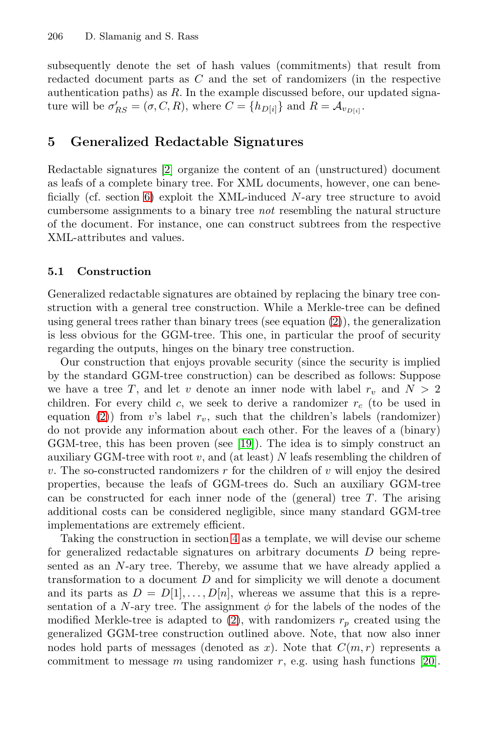subsequently denote the set of hash values (commitments) that result from redacted document parts as $C$ and the set of randomizers (in the respective authentication paths) as $R$. In the example discussed before, our updated signature will be $\sigma'_{RS} = (\sigma, C, R)$, where $C = \{h_{D[i]}\}$ and $R = \mathcal{A}_{v_{D[i]}}$.

## 5 Generalized Redactable Signatures

Redactable signatures [2] organize the content of an (unstructured) document as leafs of a complete binary tree. For XML documents, however, one can beneficially (cf. section 6) exploit the XML-induced $N$-ary tree structure to avoid cumbersome assignments to a binary tree *not* resembling the natural structure of the document. For instance, one can construct subtrees from the respective XML-attributes and values.

### 5.1 Construction

Generalized redactable signatures are obtained by replacing the binary tree construction with a general tree construction. While a Merkle-tree can be defined using general trees rather than binary trees (see equation (2)), the generalization is less obvious for the GGM-tree. This one, in particular the proof of security regarding the outputs, hinges on the binary tree construction.

Our construction that enjoys provable security (since the security is implied by the standard GGM-tree construction) can be described as follows: Suppose we have a tree $T$, and let $v$ denote an inner node with label $r_v$ and $N > 2$ children. For every child $c$, we seek to derive a randomizer $r_c$ (to be used in equation (2)) from $v$'s label $r_v$, such that the children's labels (randomizer) do not provide any information about each other. For the leaves of a (binary) GGM-tree, this has been proven (see [19]). The idea is to simply construct an auxiliary GGM-tree with root $v$, and (at least) $N$ leafs resembling the children of $v$. The so-constructed randomizers $r$ for the children of $v$ will enjoy the desired properties, because the leafs of GGM-trees do. Such an auxiliary GGM-tree can be constructed for each inner node of the (general) tree $T$. The arising additional costs can be considered negligible, since many standard GGM-tree implementations are extremely efficient.

Taking the construction in section 4 as a template, we will devise our scheme for generalized redactable signatures on arbitrary documents $D$ being represented as an $N$-ary tree. Thereby, we assume that we have already applied a transformation to a document $D$ and for simplicity we will denote a document and its parts as $D = D[1], \ldots, D[n]$, whereas we assume that this is a representation of a $N$-ary tree. The assignment $\phi$ for the labels of the nodes of the modified Merkle-tree is adapted to (2), with randomizers $r_p$ created using the generalized GGM-tree construction outlined above. Note, that now also inner nodes hold parts of messages (denoted as $x$). Note that $C(m, r)$ represents a commitment to message $m$ using randomizer $r$, e.g. using hash functions [20].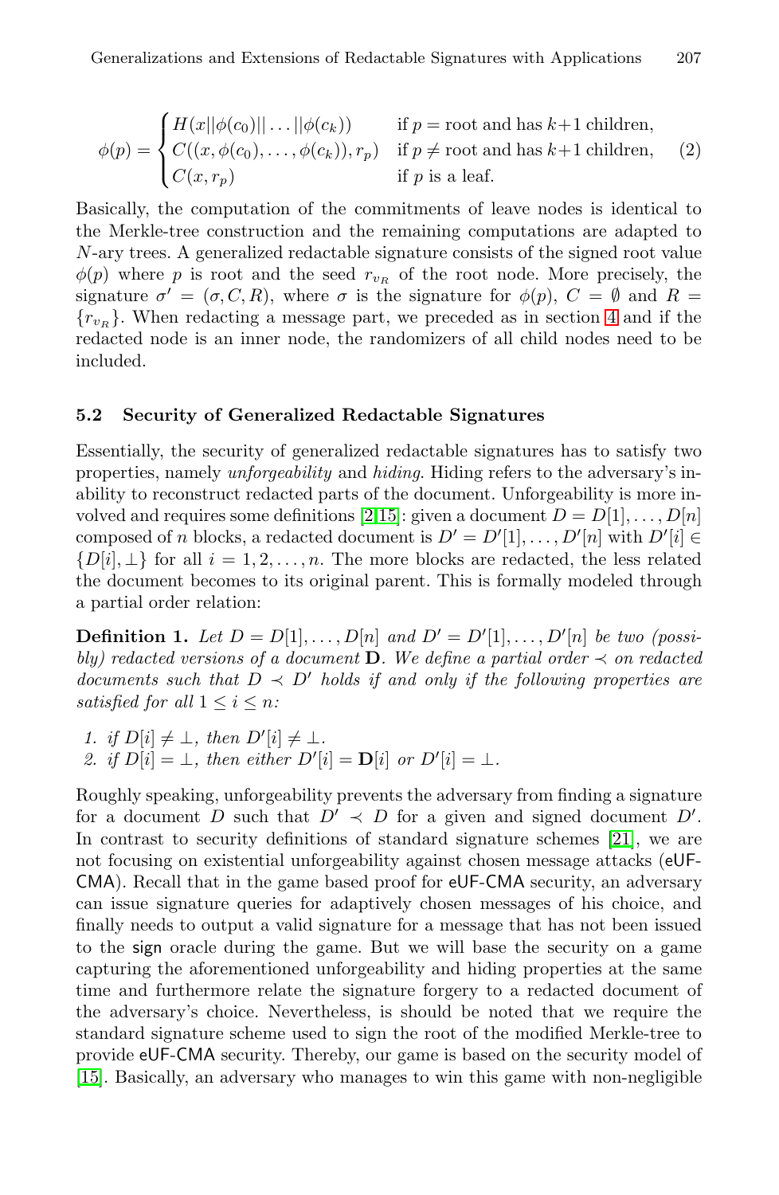$$\phi(p) = \begin{cases} H(x||\phi(c_0)||\dots||\phi(c_k)) & \text{if } p = \text{root and has } k{+}1 \text{ children,} \\ C((x, \phi(c_0), \dots, \phi(c_k)), r_p) & \text{if } p \neq \text{root and has } k{+}1 \text{ children,} \\ C(x, r_p) & \text{if } p \text{ is a leaf.} \end{cases} \quad (2)$$

Basically, the computation of the commitments of leave nodes is identical to the Merkle-tree construction and the remaining computations are adapted to $N$-ary trees. A generalized redactable signature consists of the signed root value $\phi(p)$ where $p$ is root and the seed $r_{v_R}$ of the root node. More precisely, the signature $\sigma' = (\sigma, C, R)$, where $\sigma$ is the signature for $\phi(p)$, $C = \emptyset$ and $R = \{r_{v_R}\}$. When redacting a message part, we preceded as in section 4 and if the redacted node is an inner node, the randomizers of all child nodes need to be included.

### 5.2 Security of Generalized Redactable Signatures

Essentially, the security of generalized redactable signatures has to satisfy two properties, namely *unforgeability* and *hiding*. Hiding refers to the adversary's inability to reconstruct redacted parts of the document. Unforgeability is more involved and requires some definitions [2,15]: given a document $D = D[1], \dots, D[n]$ composed of $n$ blocks, a redacted document is $D' = D'[1], \dots, D'[n]$ with $D'[i] \in \{D[i], \perp\}$ for all $i = 1, 2, \dots, n$. The more blocks are redacted, the less related the document becomes to its original parent. This is formally modeled through a partial order relation:

**Definition 1.** *Let $D = D[1], \dots, D[n]$ and $D' = D'[1], \dots, D'[n]$ be two (possibly) redacted versions of a document $\mathbf{D}$. We define a partial order $\prec$ on redacted documents such that $D \prec D'$ holds if and only if the following properties are satisfied for all $1 \leq i \leq n$:*

1. *if $D[i] \neq \perp$, then $D'[i] \neq \perp$.*
2. *if $D[i] = \perp$, then either $D'[i] = \mathbf{D}[i]$ or $D'[i] = \perp$.*

Roughly speaking, unforgeability prevents the adversary from finding a signature for a document $D$ such that $D' \prec D$ for a given and signed document $D'$. In contrast to security definitions of standard signature schemes [21], we are not focusing on existential unforgeability against chosen message attacks (eUF-CMA). Recall that in the game based proof for eUF-CMA security, an adversary can issue signature queries for adaptively chosen messages of his choice, and finally needs to output a valid signature for a message that has not been issued to the sign oracle during the game. But we will base the security on a game capturing the aforementioned unforgeability and hiding properties at the same time and furthermore relate the signature forgery to a redacted document of the adversary's choice. Nevertheless, is should be noted that we require the standard signature scheme used to sign the root of the modified Merkle-tree to provide eUF-CMA security. Thereby, our game is based on the security model of [15]. Basically, an adversary who manages to win this game with non-negligible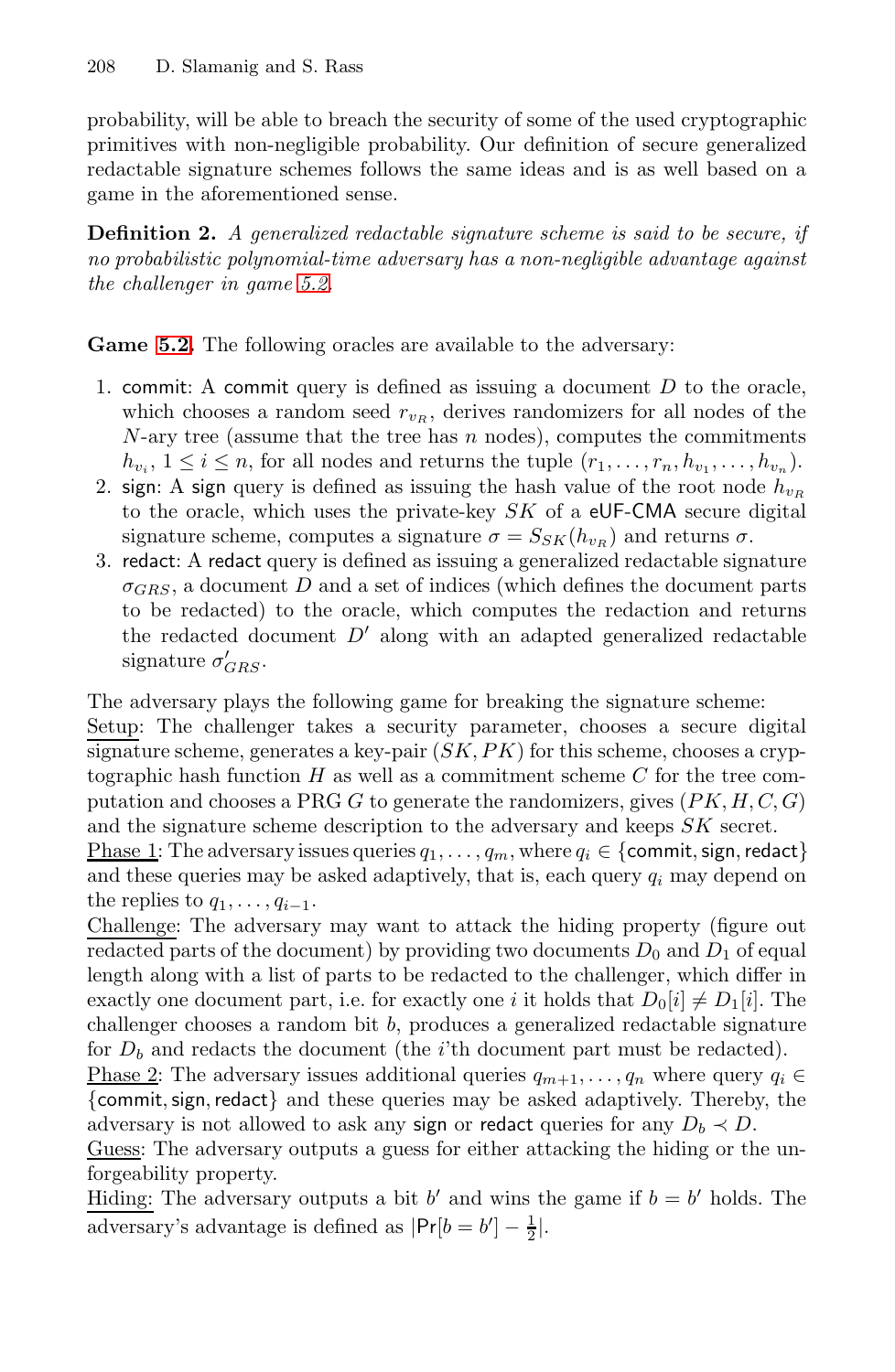probability, will be able to breach the security of some of the used cryptographic primitives with non-negligible probability. Our definition of secure generalized redactable signature schemes follows the same ideas and is as well based on a game in the aforementioned sense.

**Definition 2.** *A generalized redactable signature scheme is said to be secure, if no probabilistic polynomial-time adversary has a non-negligible advantage against the challenger in game 5.2.*

**Game 5.2.** The following oracles are available to the adversary:

1. commit: A commit query is defined as issuing a document $D$ to the oracle, which chooses a random seed $r_{v_R}$, derives randomizers for all nodes of the $N$-ary tree (assume that the tree has $n$ nodes), computes the commitments $h_{v_i}$, $1 \leq i \leq n$, for all nodes and returns the tuple $(r_1, \ldots, r_n, h_{v_1}, \ldots, h_{v_n})$.
2. sign: A sign query is defined as issuing the hash value of the root node $h_{v_R}$ to the oracle, which uses the private-key $SK$ of a eUF-CMA secure digital signature scheme, computes a signature $\sigma = S_{SK}(h_{v_R})$ and returns $\sigma$.
3. redact: A redact query is defined as issuing a generalized redactable signature $\sigma_{GRS}$, a document $D$ and a set of indices (which defines the document parts to be redacted) to the oracle, which computes the redaction and returns the redacted document $D'$ along with an adapted generalized redactable signature $\sigma'_{GRS}$.

The adversary plays the following game for breaking the signature scheme:

Setup: The challenger takes a security parameter, chooses a secure digital signature scheme, generates a key-pair $(SK, PK)$ for this scheme, chooses a cryptographic hash function $H$ as well as a commitment scheme $C$ for the tree computation and chooses a PRG $G$ to generate the randomizers, gives $(PK, H, C, G)$ and the signature scheme description to the adversary and keeps $SK$ secret.

Phase 1: The adversary issues queries $q_1, \ldots, q_m$, where $q_i \in \{\mathsf{commit}, \mathsf{sign}, \mathsf{redact}\}$ and these queries may be asked adaptively, that is, each query $q_i$ may depend on the replies to $q_1, \ldots, q_{i-1}$.

Challenge: The adversary may want to attack the hiding property (figure out redacted parts of the document) by providing two documents $D_0$ and $D_1$ of equal length along with a list of parts to be redacted to the challenger, which differ in exactly one document part, i.e. for exactly one $i$ it holds that $D_0[i] \neq D_1[i]$. The challenger chooses a random bit $b$, produces a generalized redactable signature for $D_b$ and redacts the document (the $i$'th document part must be redacted).

Phase 2: The adversary issues additional queries $q_{m+1}, \ldots, q_n$ where query $q_i \in \{\mathsf{commit}, \mathsf{sign}, \mathsf{redact}\}$ and these queries may be asked adaptively. Thereby, the adversary is not allowed to ask any sign or redact queries for any $D_b \prec D$.

Guess: The adversary outputs a guess for either attacking the hiding or the unforgeability property.

Hiding: The adversary outputs a bit $b'$ and wins the game if $b = b'$ holds. The adversary's advantage is defined as $|\Pr[b = b'] - \frac{1}{2}|$.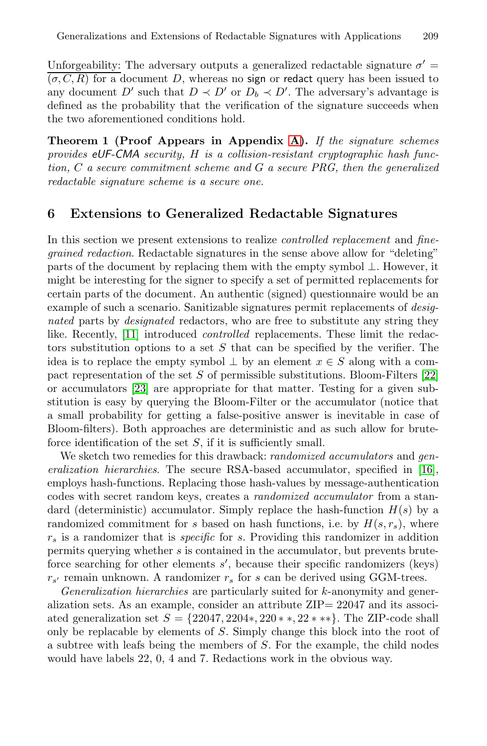Unforgeability: The adversary outputs a generalized redactable signature $\sigma' = (\sigma, C, R)$ for a document $D$, whereas no sign or redact query has been issued to any document $D'$ such that $D \prec D'$ or $D_b \prec D'$. The adversary's advantage is defined as the probability that the verification of the signature succeeds when the two aforementioned conditions hold.

**Theorem 1 (Proof Appears in Appendix A).** *If the signature schemes provides eUF-CMA security, $H$ is a collision-resistant cryptographic hash function, $C$ a secure commitment scheme and $G$ a secure PRG, then the generalized redactable signature scheme is a secure one.*

## 6 Extensions to Generalized Redactable Signatures

In this section we present extensions to realize *controlled replacement* and *fine-grained redaction*. Redactable signatures in the sense above allow for "deleting" parts of the document by replacing them with the empty symbol $\perp$. However, it might be interesting for the signer to specify a set of permitted replacements for certain parts of the document. An authentic (signed) questionnaire would be an example of such a scenario. Sanitizable signatures permit replacements of *designated* parts by *designated* redactors, who are free to substitute any string they like. Recently, [11] introduced *controlled* replacements. These limit the redactors substitution options to a set $S$ that can be specified by the verifier. The idea is to replace the empty symbol $\perp$ by an element $x \in S$ along with a compact representation of the set $S$ of permissible substitutions. Bloom-Filters [22] or accumulators [23] are appropriate for that matter. Testing for a given substitution is easy by querying the Bloom-Filter or the accumulator (notice that a small probability for getting a false-positive answer is inevitable in case of Bloom-filters). Both approaches are deterministic and as such allow for brute-force identification of the set $S$, if it is sufficiently small.

We sketch two remedies for this drawback: *randomized accumulators* and *generalization hierarchies*. The secure RSA-based accumulator, specified in [16], employs hash-functions. Replacing those hash-values by message-authentication codes with secret random keys, creates a *randomized accumulator* from a standard (deterministic) accumulator. Simply replace the hash-function $H(s)$ by a randomized commitment for $s$ based on hash functions, i.e. by $H(s, r_s)$, where $r_s$ is a randomizer that is *specific* for $s$. Providing this randomizer in addition permits querying whether $s$ is contained in the accumulator, but prevents brute-force searching for other elements $s'$, because their specific randomizers (keys) $r_{s'}$ remain unknown. A randomizer $r_s$ for $s$ can be derived using GGM-trees.

*Generalization hierarchies* are particularly suited for $k$-anonymity and generalization sets. As an example, consider an attribute ZIP= 22047 and its associated generalization set $S = \{22047, 2204*, 220**, 22***\}$. The ZIP-code shall only be replacable by elements of $S$. Simply change this block into the root of a subtree with leafs being the members of $S$. For the example, the child nodes would have labels 22, 0, 4 and 7. Redactions work in the obvious way.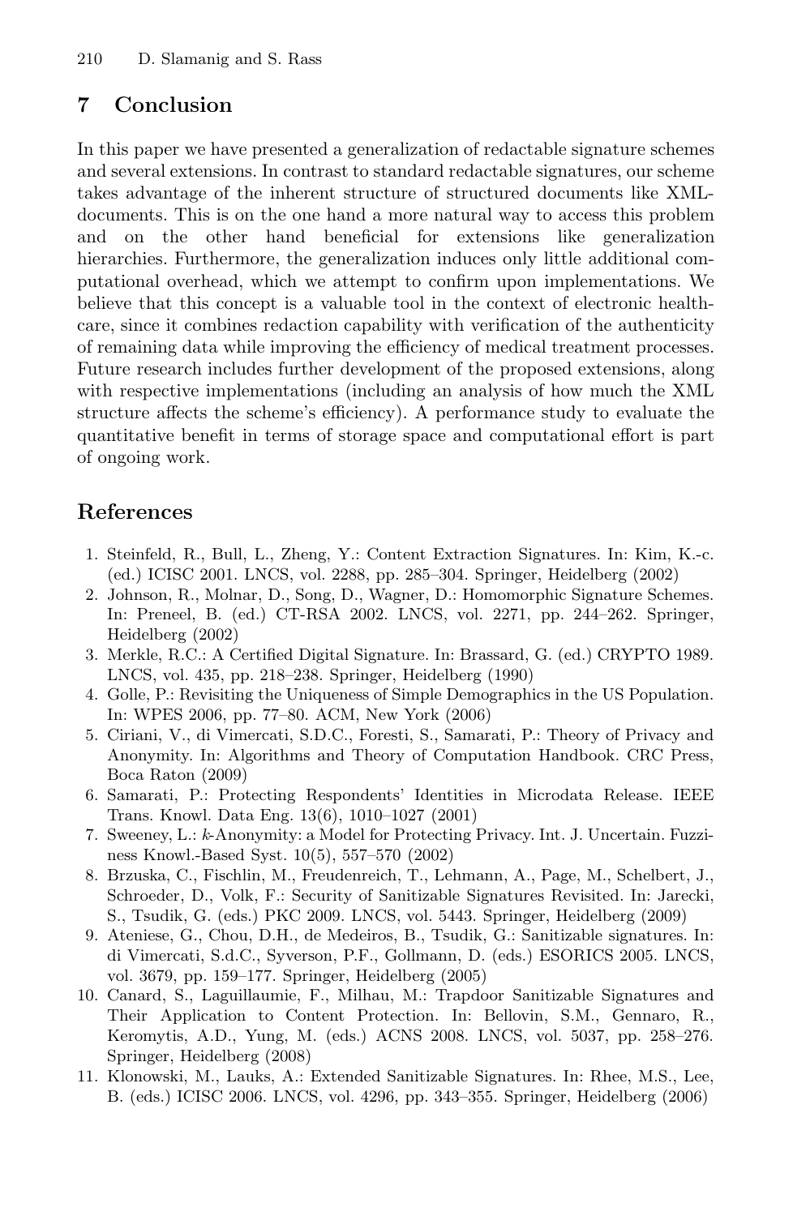## 7 Conclusion

In this paper we have presented a generalization of redactable signature schemes and several extensions. In contrast to standard redactable signatures, our scheme takes advantage of the inherent structure of structured documents like XML-documents. This is on the one hand a more natural way to access this problem and on the other hand beneficial for extensions like generalization hierarchies. Furthermore, the generalization induces only little additional computational overhead, which we attempt to confirm upon implementations. We believe that this concept is a valuable tool in the context of electronic healthcare, since it combines redaction capability with verification of the authenticity of remaining data while improving the efficiency of medical treatment processes. Future research includes further development of the proposed extensions, along with respective implementations (including an analysis of how much the XML structure affects the scheme's efficiency). A performance study to evaluate the quantitative benefit in terms of storage space and computational effort is part of ongoing work.

## References

1. Steinfeld, R., Bull, L., Zheng, Y.: Content Extraction Signatures. In: Kim, K.-c. (ed.) ICISC 2001. LNCS, vol. 2288, pp. 285–304. Springer, Heidelberg (2002)
2. Johnson, R., Molnar, D., Song, D., Wagner, D.: Homomorphic Signature Schemes. In: Preneel, B. (ed.) CT-RSA 2002. LNCS, vol. 2271, pp. 244–262. Springer, Heidelberg (2002)
3. Merkle, R.C.: A Certified Digital Signature. In: Brassard, G. (ed.) CRYPTO 1989. LNCS, vol. 435, pp. 218–238. Springer, Heidelberg (1990)
4. Golle, P.: Revisiting the Uniqueness of Simple Demographics in the US Population. In: WPES 2006, pp. 77–80. ACM, New York (2006)
5. Ciriani, V., di Vimercati, S.D.C., Foresti, S., Samarati, P.: Theory of Privacy and Anonymity. In: Algorithms and Theory of Computation Handbook. CRC Press, Boca Raton (2009)
6. Samarati, P.: Protecting Respondents' Identities in Microdata Release. IEEE Trans. Knowl. Data Eng. 13(6), 1010–1027 (2001)
7. Sweeney, L.: *k*-Anonymity: a Model for Protecting Privacy. Int. J. Uncertain. Fuzziness Knowl.-Based Syst. 10(5), 557–570 (2002)
8. Brzuska, C., Fischlin, M., Freudenreich, T., Lehmann, A., Page, M., Schelbert, J., Schroeder, D., Volk, F.: Security of Sanitizable Signatures Revisited. In: Jarecki, S., Tsudik, G. (eds.) PKC 2009. LNCS, vol. 5443. Springer, Heidelberg (2009)
9. Ateniese, G., Chou, D.H., de Medeiros, B., Tsudik, G.: Sanitizable signatures. In: di Vimercati, S.d.C., Syverson, P.F., Gollmann, D. (eds.) ESORICS 2005. LNCS, vol. 3679, pp. 159–177. Springer, Heidelberg (2005)
10. Canard, S., Laguillaumie, F., Milhau, M.: Trapdoor Sanitizable Signatures and Their Application to Content Protection. In: Bellovin, S.M., Gennaro, R., Keromytis, A.D., Yung, M. (eds.) ACNS 2008. LNCS, vol. 5037, pp. 258–276. Springer, Heidelberg (2008)
11. Klonowski, M., Lauks, A.: Extended Sanitizable Signatures. In: Rhee, M.S., Lee, B. (eds.) ICISC 2006. LNCS, vol. 4296, pp. 343–355. Springer, Heidelberg (2006)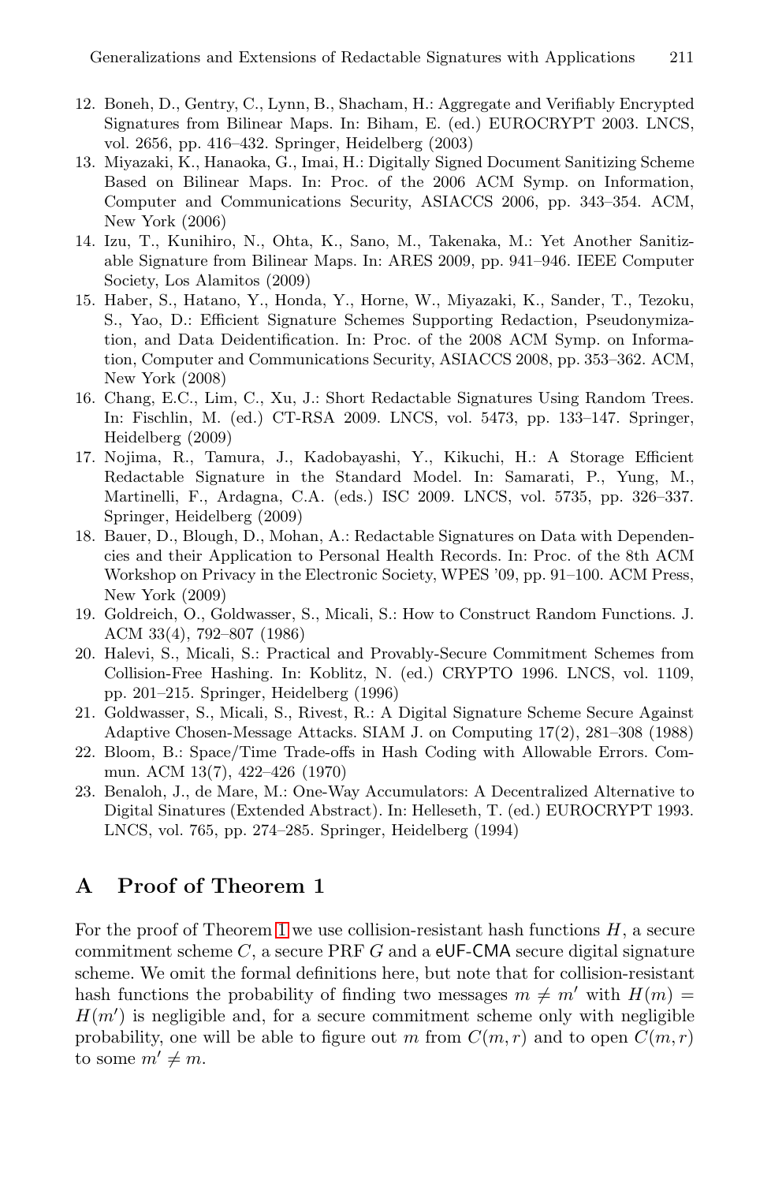12. Boneh, D., Gentry, C., Lynn, B., Shacham, H.: Aggregate and Verifiably Encrypted Signatures from Bilinear Maps. In: Biham, E. (ed.) EUROCRYPT 2003. LNCS, vol. 2656, pp. 416–432. Springer, Heidelberg (2003)
13. Miyazaki, K., Hanaoka, G., Imai, H.: Digitally Signed Document Sanitizing Scheme Based on Bilinear Maps. In: Proc. of the 2006 ACM Symp. on Information, Computer and Communications Security, ASIACCS 2006, pp. 343–354. ACM, New York (2006)
14. Izu, T., Kunihiro, N., Ohta, K., Sano, M., Takenaka, M.: Yet Another Sanitizable Signature from Bilinear Maps. In: ARES 2009, pp. 941–946. IEEE Computer Society, Los Alamitos (2009)
15. Haber, S., Hatano, Y., Honda, Y., Horne, W., Miyazaki, K., Sander, T., Tezoku, S., Yao, D.: Efficient Signature Schemes Supporting Redaction, Pseudonymization, and Data Deidentification. In: Proc. of the 2008 ACM Symp. on Information, Computer and Communications Security, ASIACCS 2008, pp. 353–362. ACM, New York (2008)
16. Chang, E.C., Lim, C., Xu, J.: Short Redactable Signatures Using Random Trees. In: Fischlin, M. (ed.) CT-RSA 2009. LNCS, vol. 5473, pp. 133–147. Springer, Heidelberg (2009)
17. Nojima, R., Tamura, J., Kadobayashi, Y., Kikuchi, H.: A Storage Efficient Redactable Signature in the Standard Model. In: Samarati, P., Yung, M., Martinelli, F., Ardagna, C.A. (eds.) ISC 2009. LNCS, vol. 5735, pp. 326–337. Springer, Heidelberg (2009)
18. Bauer, D., Blough, D., Mohan, A.: Redactable Signatures on Data with Dependencies and their Application to Personal Health Records. In: Proc. of the 8th ACM Workshop on Privacy in the Electronic Society, WPES '09, pp. 91–100. ACM Press, New York (2009)
19. Goldreich, O., Goldwasser, S., Micali, S.: How to Construct Random Functions. J. ACM 33(4), 792–807 (1986)
20. Halevi, S., Micali, S.: Practical and Provably-Secure Commitment Schemes from Collision-Free Hashing. In: Koblitz, N. (ed.) CRYPTO 1996. LNCS, vol. 1109, pp. 201–215. Springer, Heidelberg (1996)
21. Goldwasser, S., Micali, S., Rivest, R.: A Digital Signature Scheme Secure Against Adaptive Chosen-Message Attacks. SIAM J. on Computing 17(2), 281–308 (1988)
22. Bloom, B.: Space/Time Trade-offs in Hash Coding with Allowable Errors. Commun. ACM 13(7), 422–426 (1970)
23. Benaloh, J., de Mare, M.: One-Way Accumulators: A Decentralized Alternative to Digital Sinatures (Extended Abstract). In: Helleseth, T. (ed.) EUROCRYPT 1993. LNCS, vol. 765, pp. 274–285. Springer, Heidelberg (1994)

## A Proof of Theorem 1

For the proof of Theorem 1 we use collision-resistant hash functions $H$, a secure commitment scheme $C$, a secure PRF $G$ and a eUF-CMA secure digital signature scheme. We omit the formal definitions here, but note that for collision-resistant hash functions the probability of finding two messages $m \neq m'$ with $H(m) = H(m')$ is negligible and, for a secure commitment scheme only with negligible probability, one will be able to figure out $m$ from $C(m, r)$ and to open $C(m, r)$ to some $m' \neq m$.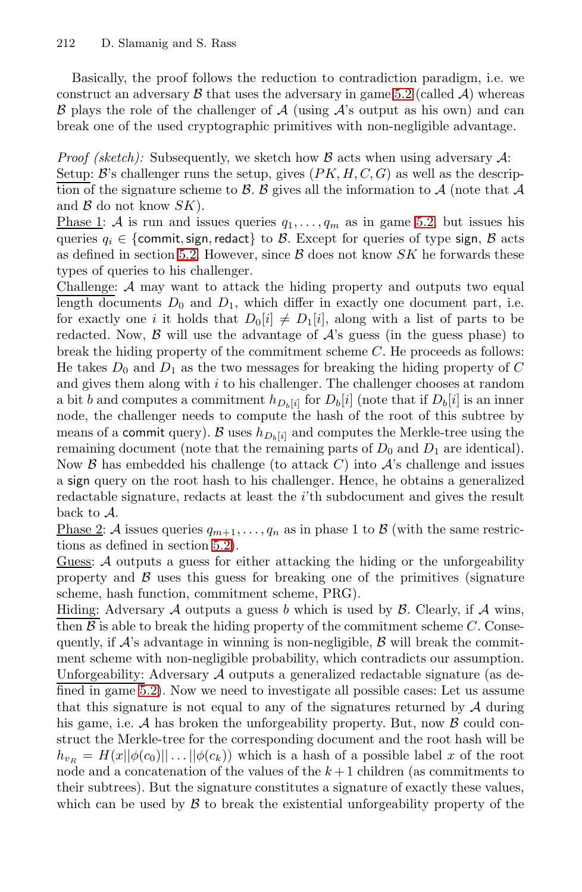Basically, the proof follows the reduction to contradiction paradigm, i.e. we construct an adversary $\mathcal{B}$ that uses the adversary in game 5.2 (called $\mathcal{A}$) whereas $\mathcal{B}$ plays the role of the challenger of $\mathcal{A}$ (using $\mathcal{A}$'s output as his own) and can break one of the used cryptographic primitives with non-negligible advantage.

*Proof (sketch):* Subsequently, we sketch how $\mathcal{B}$ acts when using adversary $\mathcal{A}$:
Setup: $\mathcal{B}$'s challenger runs the setup, gives $(PK, H, C, G)$ as well as the description of the signature scheme to $\mathcal{B}$. $\mathcal{B}$ gives all the information to $\mathcal{A}$ (note that $\mathcal{A}$ and $\mathcal{B}$ do not know $SK$).
Phase 1: $\mathcal{A}$ is run and issues queries $q_1, \ldots, q_m$ as in game 5.2, but issues his queries $q_i \in \{\mathsf{commit}, \mathsf{sign}, \mathsf{redact}\}$ to $\mathcal{B}$. Except for queries of type $\mathsf{sign}$, $\mathcal{B}$ acts as defined in section 5.2. However, since $\mathcal{B}$ does not know $SK$ he forwards these types of queries to his challenger.
Challenge: $\mathcal{A}$ may want to attack the hiding property and outputs two equal length documents $D_0$ and $D_1$, which differ in exactly one document part, i.e. for exactly one $i$ it holds that $D_0[i] \neq D_1[i]$, along with a list of parts to be redacted. Now, $\mathcal{B}$ will use the advantage of $\mathcal{A}$'s guess (in the guess phase) to break the hiding property of the commitment scheme $C$. He proceeds as follows: He takes $D_0$ and $D_1$ as the two messages for breaking the hiding property of $C$ and gives them along with $i$ to his challenger. The challenger chooses at random a bit $b$ and computes a commitment $h_{D_b[i]}$ for $D_b[i]$ (note that if $D_b[i]$ is an inner node, the challenger needs to compute the hash of the root of this subtree by means of a $\mathsf{commit}$ query). $\mathcal{B}$ uses $h_{D_b[i]}$ and computes the Merkle-tree using the remaining document (note that the remaining parts of $D_0$ and $D_1$ are identical). Now $\mathcal{B}$ has embedded his challenge (to attack $C$) into $\mathcal{A}$'s challenge and issues a $\mathsf{sign}$ query on the root hash to his challenger. Hence, he obtains a generalized redactable signature, redacts at least the $i$'th subdocument and gives the result back to $\mathcal{A}$.
Phase 2: $\mathcal{A}$ issues queries $q_{m+1}, \ldots, q_n$ as in phase 1 to $\mathcal{B}$ (with the same restrictions as defined in section 5.2).
Guess: $\mathcal{A}$ outputs a guess for either attacking the hiding or the unforgeability property and $\mathcal{B}$ uses this guess for breaking one of the primitives (signature scheme, hash function, commitment scheme, PRG).
Hiding: Adversary $\mathcal{A}$ outputs a guess $b$ which is used by $\mathcal{B}$. Clearly, if $\mathcal{A}$ wins, then $\mathcal{B}$ is able to break the hiding property of the commitment scheme $C$. Consequently, if $\mathcal{A}$'s advantage in winning is non-negligible, $\mathcal{B}$ will break the commitment scheme with non-negligible probability, which contradicts our assumption.
Unforgeability: Adversary $\mathcal{A}$ outputs a generalized redactable signature (as defined in game 5.2). Now we need to investigate all possible cases: Let us assume that this signature is not equal to any of the signatures returned by $\mathcal{A}$ during his game, i.e. $\mathcal{A}$ has broken the unforgeability property. But, now $\mathcal{B}$ could construct the Merkle-tree for the corresponding document and the root hash will be $h_{v_R} = H(x||\phi(c_0)|| \ldots ||\phi(c_k))$ which is a hash of a possible label $x$ of the root node and a concatenation of the values of the $k+1$ children (as commitments to their subtrees). But the signature constitutes a signature of exactly these values, which can be used by $\mathcal{B}$ to break the existential unforgeability property of the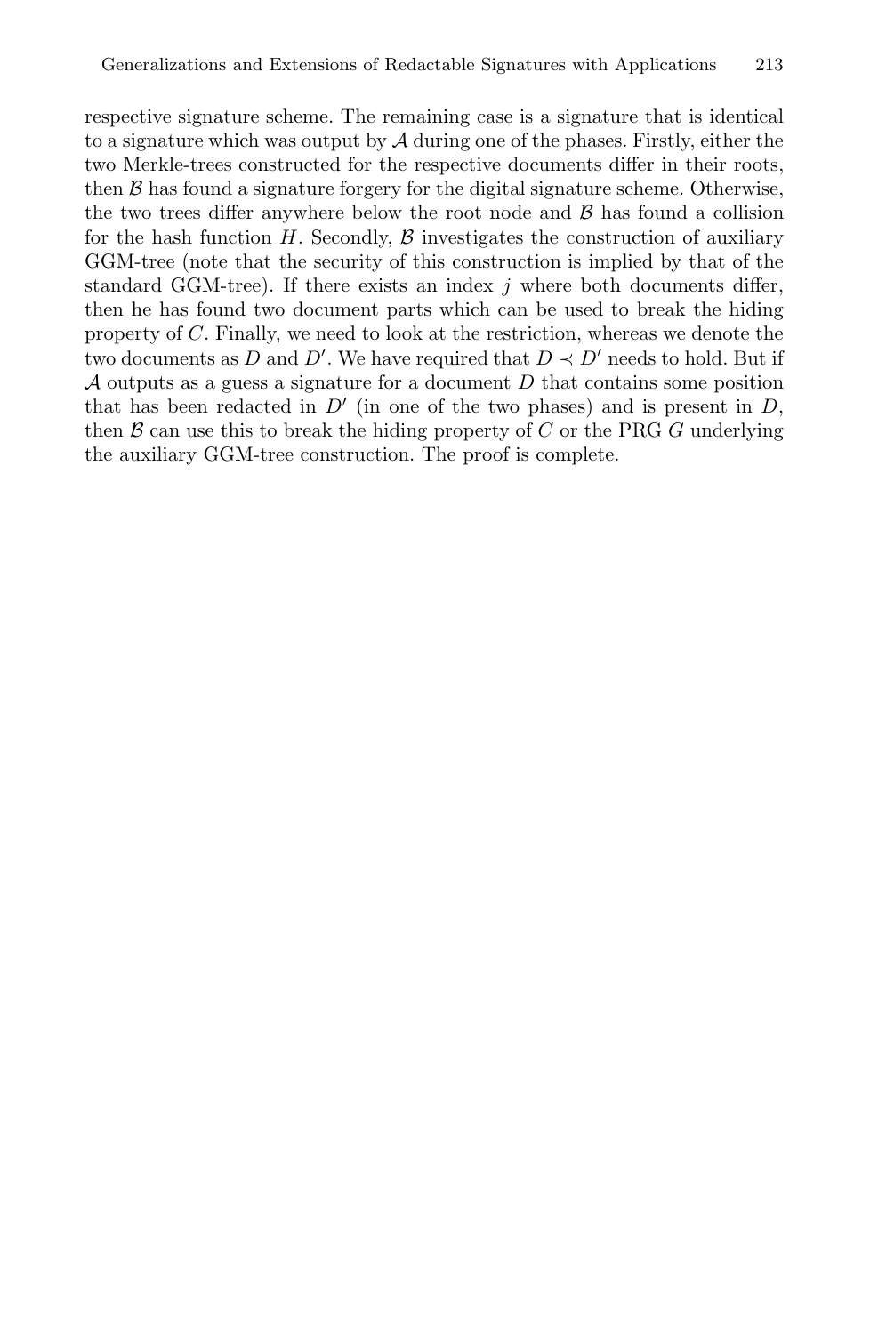respective signature scheme. The remaining case is a signature that is identical to a signature which was output by $\mathcal{A}$ during one of the phases. Firstly, either the two Merkle-trees constructed for the respective documents differ in their roots, then $\mathcal{B}$ has found a signature forgery for the digital signature scheme. Otherwise, the two trees differ anywhere below the root node and $\mathcal{B}$ has found a collision for the hash function $H$. Secondly, $\mathcal{B}$ investigates the construction of auxiliary GGM-tree (note that the security of this construction is implied by that of the standard GGM-tree). If there exists an index $j$ where both documents differ, then he has found two document parts which can be used to break the hiding property of $C$. Finally, we need to look at the restriction, whereas we denote the two documents as $D$ and $D'$. We have required that $D \prec D'$ needs to hold. But if $\mathcal{A}$ outputs as a guess a signature for a document $D$ that contains some position that has been redacted in $D'$ (in one of the two phases) and is present in $D$, then $\mathcal{B}$ can use this to break the hiding property of $C$ or the PRG $G$ underlying the auxiliary GGM-tree construction. The proof is complete.